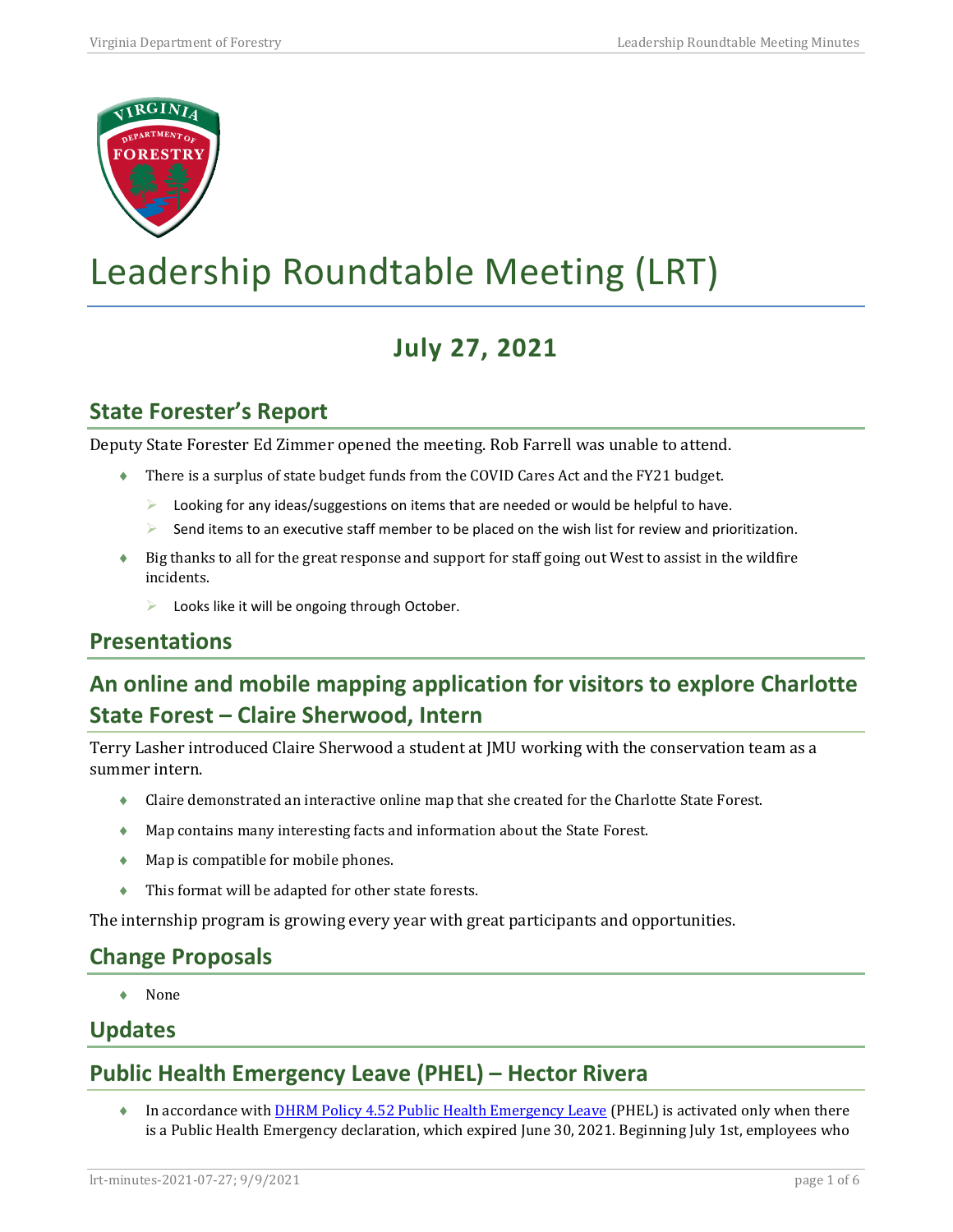# Leadership Roundtable Meeting (LRT)

## July 27, 2021

## State Forester's Report

Deputy State Forester Ed Zimmer opened the meeting. Rob Farrell was unable to attend.

- There is a surplus of state budget funds from the COVID Cares Act and the FY21 budget.
  - Looking for any ideas/suggestions on items that are needed or would be helpful to have.
  - Send items to an executive staff member to be placed on the wish list for review and prioritization.
- Big thanks to all for the great response and support for staff going out West to assist in the wildfire incidents.
  - Looks like it will be ongoing through October.

## Presentations

## An online and mobile mapping application for visitors to explore Charlotte State Forest – Claire Sherwood, Intern

Terry Lasher introduced Claire Sherwood a student at JMU working with the conservation team as a summer intern.

- Claire demonstrated an interactive online map that she created for the Charlotte State Forest.
- Map contains many interesting facts and information about the State Forest.
- Map is compatible for mobile phones.
- This format will be adapted for other state forests.

The internship program is growing every year with great participants and opportunities.

## Change Proposals

- None

## Updates

## Public Health Emergency Leave (PHEL) – Hector Rivera

- In accordance with [DHRM Policy 4.52 Public Health Emergency Leave](DHRM Policy 4.52 Public Health Emergency Leave) (PHEL) is activated only when there is a Public Health Emergency declaration, which expired June 30, 2021. Beginning July 1st, employees who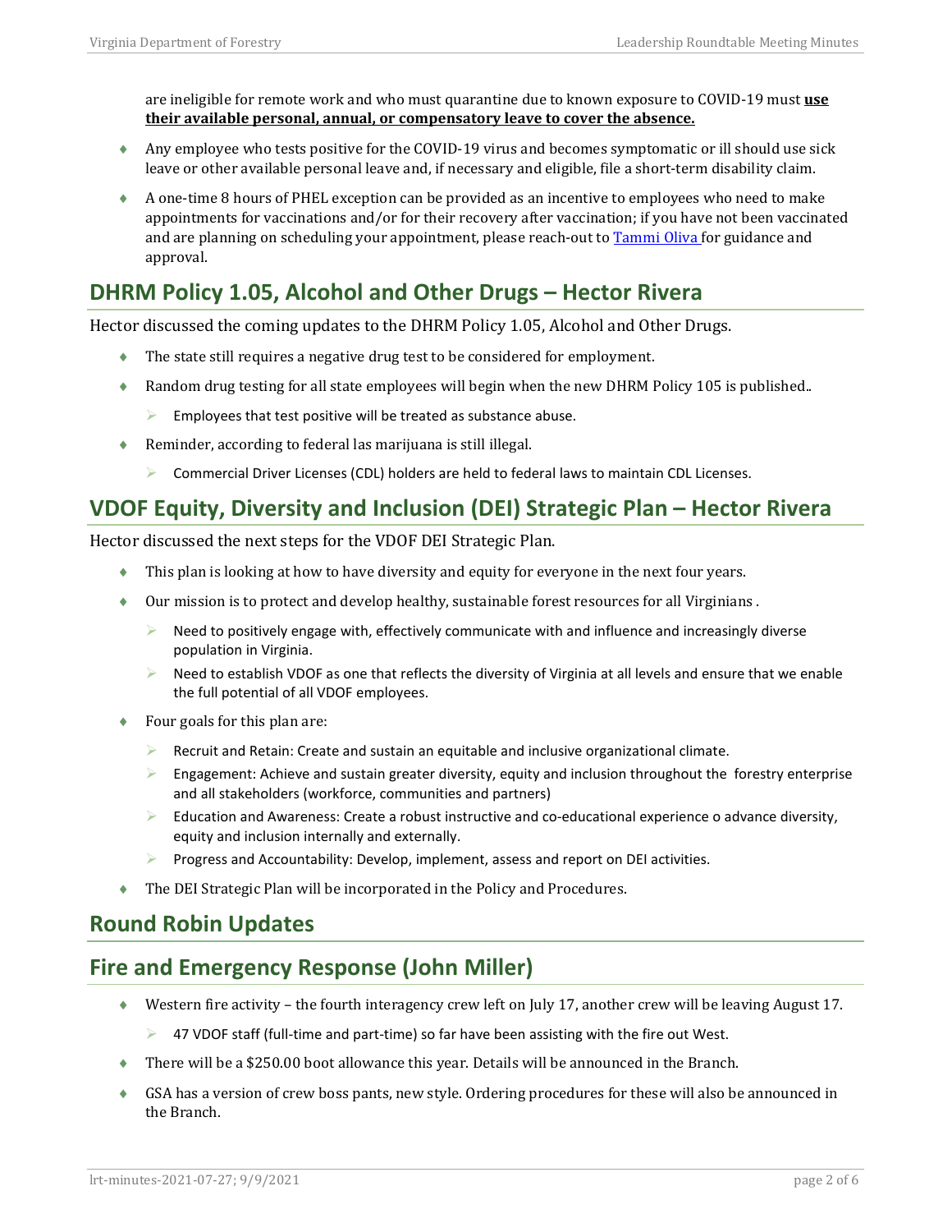are ineligible for remote work and who must quarantine due to known exposure to COVID-19 must **<u>use their available personal, annual, or compensatory leave to cover the absence.</u>**

- Any employee who tests positive for the COVID-19 virus and becomes symptomatic or ill should use sick leave or other available personal leave and, if necessary and eligible, file a short-term disability claim.
- A one-time 8 hours of PHEL exception can be provided as an incentive to employees who need to make appointments for vaccinations and/or for their recovery after vaccination; if you have not been vaccinated and are planning on scheduling your appointment, please reach-out to [Tammi Oliva ]for guidance and approval.

## DHRM Policy 1.05, Alcohol and Other Drugs – Hector Rivera

Hector discussed the coming updates to the DHRM Policy 1.05, Alcohol and Other Drugs.

- The state still requires a negative drug test to be considered for employment.
- Random drug testing for all state employees will begin when the new DHRM Policy 105 is published..
  - Employees that test positive will be treated as substance abuse.
- Reminder, according to federal las marijuana is still illegal.
  - Commercial Driver Licenses (CDL) holders are held to federal laws to maintain CDL Licenses.

## VDOF Equity, Diversity and Inclusion (DEI) Strategic Plan – Hector Rivera

Hector discussed the next steps for the VDOF DEI Strategic Plan.

- This plan is looking at how to have diversity and equity for everyone in the next four years.
- Our mission is to protect and develop healthy, sustainable forest resources for all Virginians .
  - Need to positively engage with, effectively communicate with and influence and increasingly diverse population in Virginia.
  - Need to establish VDOF as one that reflects the diversity of Virginia at all levels and ensure that we enable the full potential of all VDOF employees.
- Four goals for this plan are:
  - Recruit and Retain: Create and sustain an equitable and inclusive organizational climate.
  - Engagement: Achieve and sustain greater diversity, equity and inclusion throughout the forestry enterprise and all stakeholders (workforce, communities and partners)
  - Education and Awareness: Create a robust instructive and co-educational experience o advance diversity, equity and inclusion internally and externally.
  - Progress and Accountability: Develop, implement, assess and report on DEI activities.
- The DEI Strategic Plan will be incorporated in the Policy and Procedures.

## Round Robin Updates

## Fire and Emergency Response (John Miller)

- Western fire activity – the fourth interagency crew left on July 17, another crew will be leaving August 17.
  - 47 VDOF staff (full-time and part-time) so far have been assisting with the fire out West.
- There will be a $250.00 boot allowance this year. Details will be announced in the Branch.
- GSA has a version of crew boss pants, new style. Ordering procedures for these will also be announced in the Branch.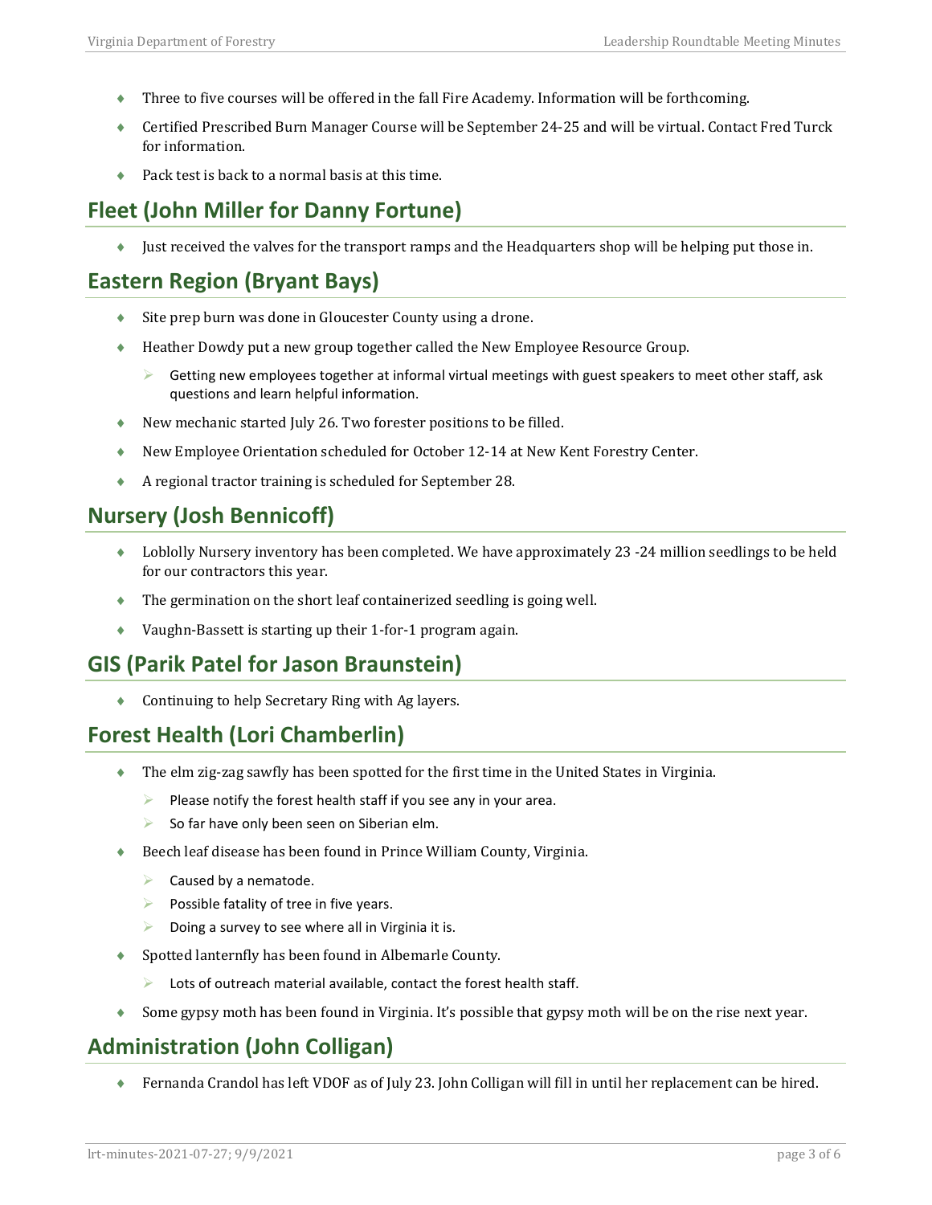- Three to five courses will be offered in the fall Fire Academy. Information will be forthcoming.
- Certified Prescribed Burn Manager Course will be September 24-25 and will be virtual. Contact Fred Turck for information.
- Pack test is back to a normal basis at this time.

## Fleet (John Miller for Danny Fortune)

- Just received the valves for the transport ramps and the Headquarters shop will be helping put those in.

## Eastern Region (Bryant Bays)

- Site prep burn was done in Gloucester County using a drone.
- Heather Dowdy put a new group together called the New Employee Resource Group.
  - Getting new employees together at informal virtual meetings with guest speakers to meet other staff, ask questions and learn helpful information.
- New mechanic started July 26. Two forester positions to be filled.
- New Employee Orientation scheduled for October 12-14 at New Kent Forestry Center.
- A regional tractor training is scheduled for September 28.

## Nursery (Josh Bennicoff)

- Loblolly Nursery inventory has been completed. We have approximately 23 -24 million seedlings to be held for our contractors this year.
- The germination on the short leaf containerized seedling is going well.
- Vaughn-Bassett is starting up their 1-for-1 program again.

## GIS (Parik Patel for Jason Braunstein)

- Continuing to help Secretary Ring with Ag layers.

## Forest Health (Lori Chamberlin)

- The elm zig-zag sawfly has been spotted for the first time in the United States in Virginia.
  - Please notify the forest health staff if you see any in your area.
  - So far have only been seen on Siberian elm.
- Beech leaf disease has been found in Prince William County, Virginia.
  - Caused by a nematode.
  - Possible fatality of tree in five years.
  - Doing a survey to see where all in Virginia it is.
- Spotted lanternfly has been found in Albemarle County.
  - Lots of outreach material available, contact the forest health staff.
- Some gypsy moth has been found in Virginia. It's possible that gypsy moth will be on the rise next year.

## Administration (John Colligan)

- Fernanda Crandol has left VDOF as of July 23. John Colligan will fill in until her replacement can be hired.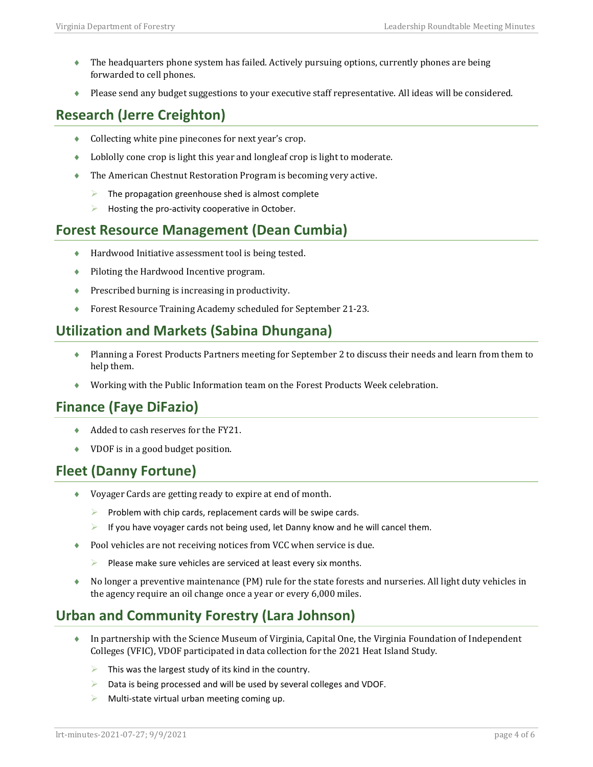- The headquarters phone system has failed. Actively pursuing options, currently phones are being forwarded to cell phones.
- Please send any budget suggestions to your executive staff representative. All ideas will be considered.

## Research (Jerre Creighton)

- Collecting white pine pinecones for next year's crop.
- Loblolly cone crop is light this year and longleaf crop is light to moderate.
- The American Chestnut Restoration Program is becoming very active.
  - The propagation greenhouse shed is almost complete
  - Hosting the pro-activity cooperative in October.

## Forest Resource Management (Dean Cumbia)

- Hardwood Initiative assessment tool is being tested.
- Piloting the Hardwood Incentive program.
- Prescribed burning is increasing in productivity.
- Forest Resource Training Academy scheduled for September 21-23.

## Utilization and Markets (Sabina Dhungana)

- Planning a Forest Products Partners meeting for September 2 to discuss their needs and learn from them to help them.
- Working with the Public Information team on the Forest Products Week celebration.

## Finance (Faye DiFazio)

- Added to cash reserves for the FY21.
- VDOF is in a good budget position.

## Fleet (Danny Fortune)

- Voyager Cards are getting ready to expire at end of month.
  - Problem with chip cards, replacement cards will be swipe cards.
  - If you have voyager cards not being used, let Danny know and he will cancel them.
- Pool vehicles are not receiving notices from VCC when service is due.
  - Please make sure vehicles are serviced at least every six months.
- No longer a preventive maintenance (PM) rule for the state forests and nurseries. All light duty vehicles in the agency require an oil change once a year or every 6,000 miles.

## Urban and Community Forestry (Lara Johnson)

- In partnership with the Science Museum of Virginia, Capital One, the Virginia Foundation of Independent Colleges (VFIC), VDOF participated in data collection for the 2021 Heat Island Study.
  - This was the largest study of its kind in the country.
  - Data is being processed and will be used by several colleges and VDOF.
  - Multi-state virtual urban meeting coming up.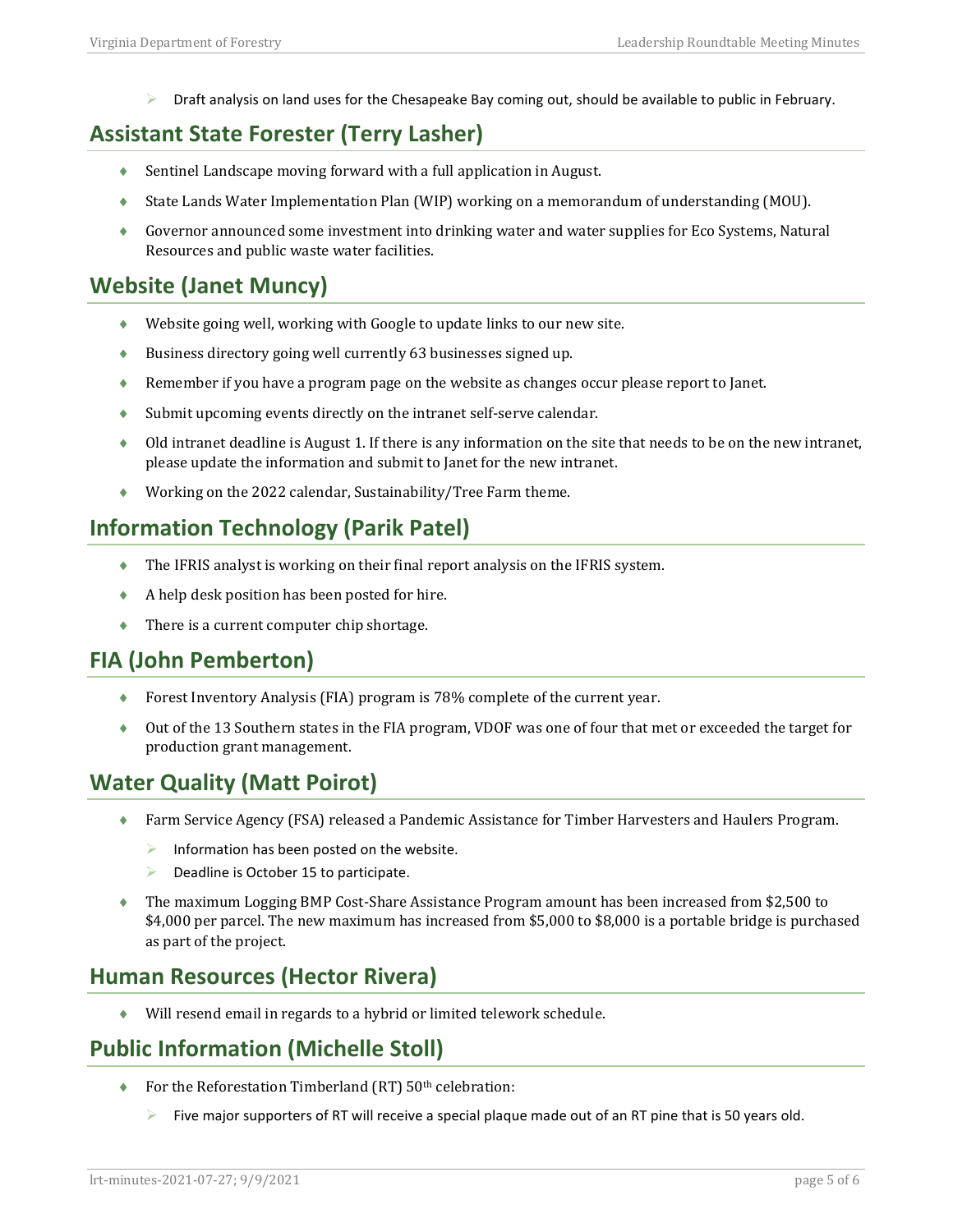- Draft analysis on land uses for the Chesapeake Bay coming out, should be available to public in February.

## Assistant State Forester (Terry Lasher)

- Sentinel Landscape moving forward with a full application in August.
- State Lands Water Implementation Plan (WIP) working on a memorandum of understanding (MOU).
- Governor announced some investment into drinking water and water supplies for Eco Systems, Natural Resources and public waste water facilities.

## Website (Janet Muncy)

- Website going well, working with Google to update links to our new site.
- Business directory going well currently 63 businesses signed up.
- Remember if you have a program page on the website as changes occur please report to Janet.
- Submit upcoming events directly on the intranet self-serve calendar.
- Old intranet deadline is August 1. If there is any information on the site that needs to be on the new intranet, please update the information and submit to Janet for the new intranet.
- Working on the 2022 calendar, Sustainability/Tree Farm theme.

## Information Technology (Parik Patel)

- The IFRIS analyst is working on their final report analysis on the IFRIS system.
- A help desk position has been posted for hire.
- There is a current computer chip shortage.

## FIA (John Pemberton)

- Forest Inventory Analysis (FIA) program is 78% complete of the current year.
- Out of the 13 Southern states in the FIA program, VDOF was one of four that met or exceeded the target for production grant management.

## Water Quality (Matt Poirot)

- Farm Service Agency (FSA) released a Pandemic Assistance for Timber Harvesters and Haulers Program.
  - Information has been posted on the website.
  - Deadline is October 15 to participate.
- The maximum Logging BMP Cost-Share Assistance Program amount has been increased from $2,500 to $4,000 per parcel. The new maximum has increased from $5,000 to $8,000 is a portable bridge is purchased as part of the project.

## Human Resources (Hector Rivera)

- Will resend email in regards to a hybrid or limited telework schedule.

## Public Information (Michelle Stoll)

- For the Reforestation Timberland (RT) 50th celebration:
  - Five major supporters of RT will receive a special plaque made out of an RT pine that is 50 years old.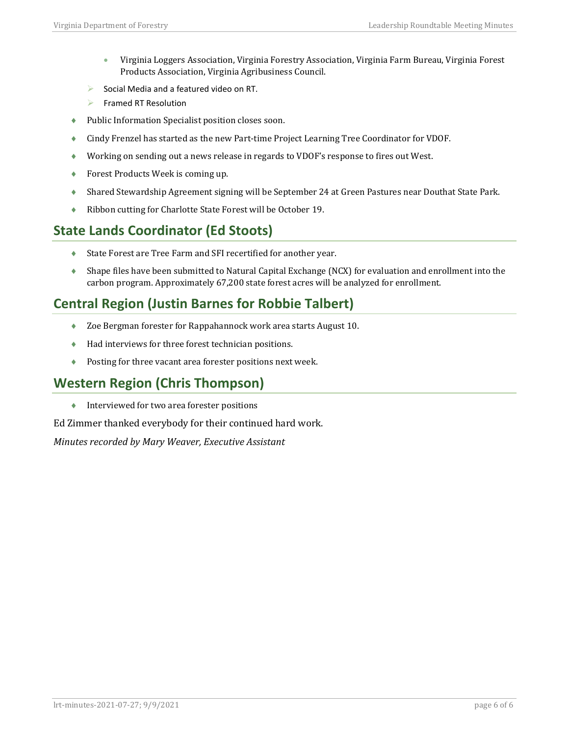- Virginia Loggers Association, Virginia Forestry Association, Virginia Farm Bureau, Virginia Forest Products Association, Virginia Agribusiness Council.
    - Social Media and a featured video on RT.
    - Framed RT Resolution
- Public Information Specialist position closes soon.
- Cindy Frenzel has started as the new Part-time Project Learning Tree Coordinator for VDOF.
- Working on sending out a news release in regards to VDOF's response to fires out West.
- Forest Products Week is coming up.
- Shared Stewardship Agreement signing will be September 24 at Green Pastures near Douthat State Park.
- Ribbon cutting for Charlotte State Forest will be October 19.

## State Lands Coordinator (Ed Stoots)

- State Forest are Tree Farm and SFI recertified for another year.
- Shape files have been submitted to Natural Capital Exchange (NCX) for evaluation and enrollment into the carbon program. Approximately 67,200 state forest acres will be analyzed for enrollment.

## Central Region (Justin Barnes for Robbie Talbert)

- Zoe Bergman forester for Rappahannock work area starts August 10.
- Had interviews for three forest technician positions.
- Posting for three vacant area forester positions next week.

## Western Region (Chris Thompson)

- Interviewed for two area forester positions

Ed Zimmer thanked everybody for their continued hard work.

*Minutes recorded by Mary Weaver, Executive Assistant*